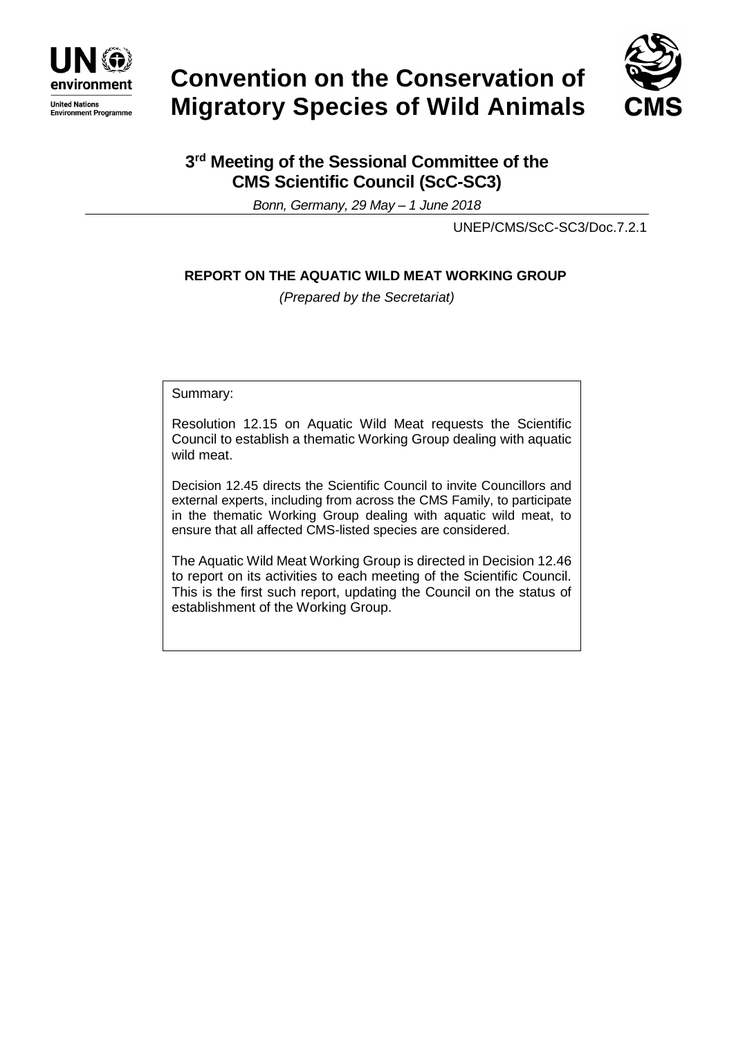UN environment

United Nations Environment Programme

# Convention on the Conservation of Migratory Species of Wild Animals

CMS

## 3rd Meeting of the Sessional Committee of the CMS Scientific Council (ScC-SC3)

*Bonn, Germany, 29 May – 1 June 2018*

UNEP/CMS/ScC-SC3/Doc.7.2.1

### REPORT ON THE AQUATIC WILD MEAT WORKING GROUP

*(Prepared by the Secretariat)*

Summary:

Resolution 12.15 on Aquatic Wild Meat requests the Scientific Council to establish a thematic Working Group dealing with aquatic wild meat.

Decision 12.45 directs the Scientific Council to invite Councillors and external experts, including from across the CMS Family, to participate in the thematic Working Group dealing with aquatic wild meat, to ensure that all affected CMS-listed species are considered.

The Aquatic Wild Meat Working Group is directed in Decision 12.46 to report on its activities to each meeting of the Scientific Council. This is the first such report, updating the Council on the status of establishment of the Working Group.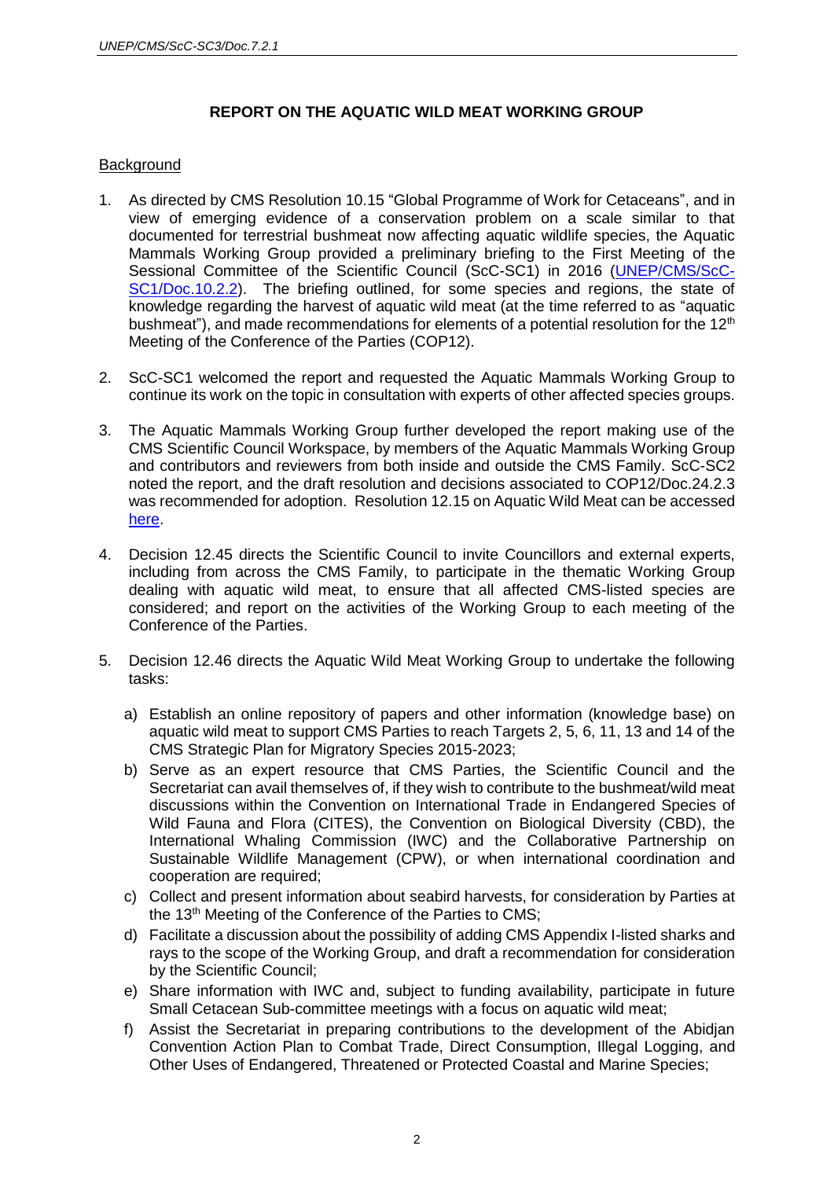## REPORT ON THE AQUATIC WILD MEAT WORKING GROUP

Background

1. As directed by CMS Resolution 10.15 "Global Programme of Work for Cetaceans", and in view of emerging evidence of a conservation problem on a scale similar to that documented for terrestrial bushmeat now affecting aquatic wildlife species, the Aquatic Mammals Working Group provided a preliminary briefing to the First Meeting of the Sessional Committee of the Scientific Council (ScC-SC1) in 2016 ([UNEP/CMS/ScC-SC1/Doc.10.2.2](UNEP/CMS/ScC-SC1/Doc.10.2.2)). The briefing outlined, for some species and regions, the state of knowledge regarding the harvest of aquatic wild meat (at the time referred to as "aquatic bushmeat"), and made recommendations for elements of a potential resolution for the 12th Meeting of the Conference of the Parties (COP12).

2. ScC-SC1 welcomed the report and requested the Aquatic Mammals Working Group to continue its work on the topic in consultation with experts of other affected species groups.

3. The Aquatic Mammals Working Group further developed the report making use of the CMS Scientific Council Workspace, by members of the Aquatic Mammals Working Group and contributors and reviewers from both inside and outside the CMS Family. ScC-SC2 noted the report, and the draft resolution and decisions associated to COP12/Doc.24.2.3 was recommended for adoption. Resolution 12.15 on Aquatic Wild Meat can be accessed here.

4. Decision 12.45 directs the Scientific Council to invite Councillors and external experts, including from across the CMS Family, to participate in the thematic Working Group dealing with aquatic wild meat, to ensure that all affected CMS-listed species are considered; and report on the activities of the Working Group to each meeting of the Conference of the Parties.

5. Decision 12.46 directs the Aquatic Wild Meat Working Group to undertake the following tasks:

   a) Establish an online repository of papers and other information (knowledge base) on aquatic wild meat to support CMS Parties to reach Targets 2, 5, 6, 11, 13 and 14 of the CMS Strategic Plan for Migratory Species 2015-2023;

   b) Serve as an expert resource that CMS Parties, the Scientific Council and the Secretariat can avail themselves of, if they wish to contribute to the bushmeat/wild meat discussions within the Convention on International Trade in Endangered Species of Wild Fauna and Flora (CITES), the Convention on Biological Diversity (CBD), the International Whaling Commission (IWC) and the Collaborative Partnership on Sustainable Wildlife Management (CPW), or when international coordination and cooperation are required;

   c) Collect and present information about seabird harvests, for consideration by Parties at the 13th Meeting of the Conference of the Parties to CMS;

   d) Facilitate a discussion about the possibility of adding CMS Appendix I-listed sharks and rays to the scope of the Working Group, and draft a recommendation for consideration by the Scientific Council;

   e) Share information with IWC and, subject to funding availability, participate in future Small Cetacean Sub-committee meetings with a focus on aquatic wild meat;

   f) Assist the Secretariat in preparing contributions to the development of the Abidjan Convention Action Plan to Combat Trade, Direct Consumption, Illegal Logging, and Other Uses of Endangered, Threatened or Protected Coastal and Marine Species;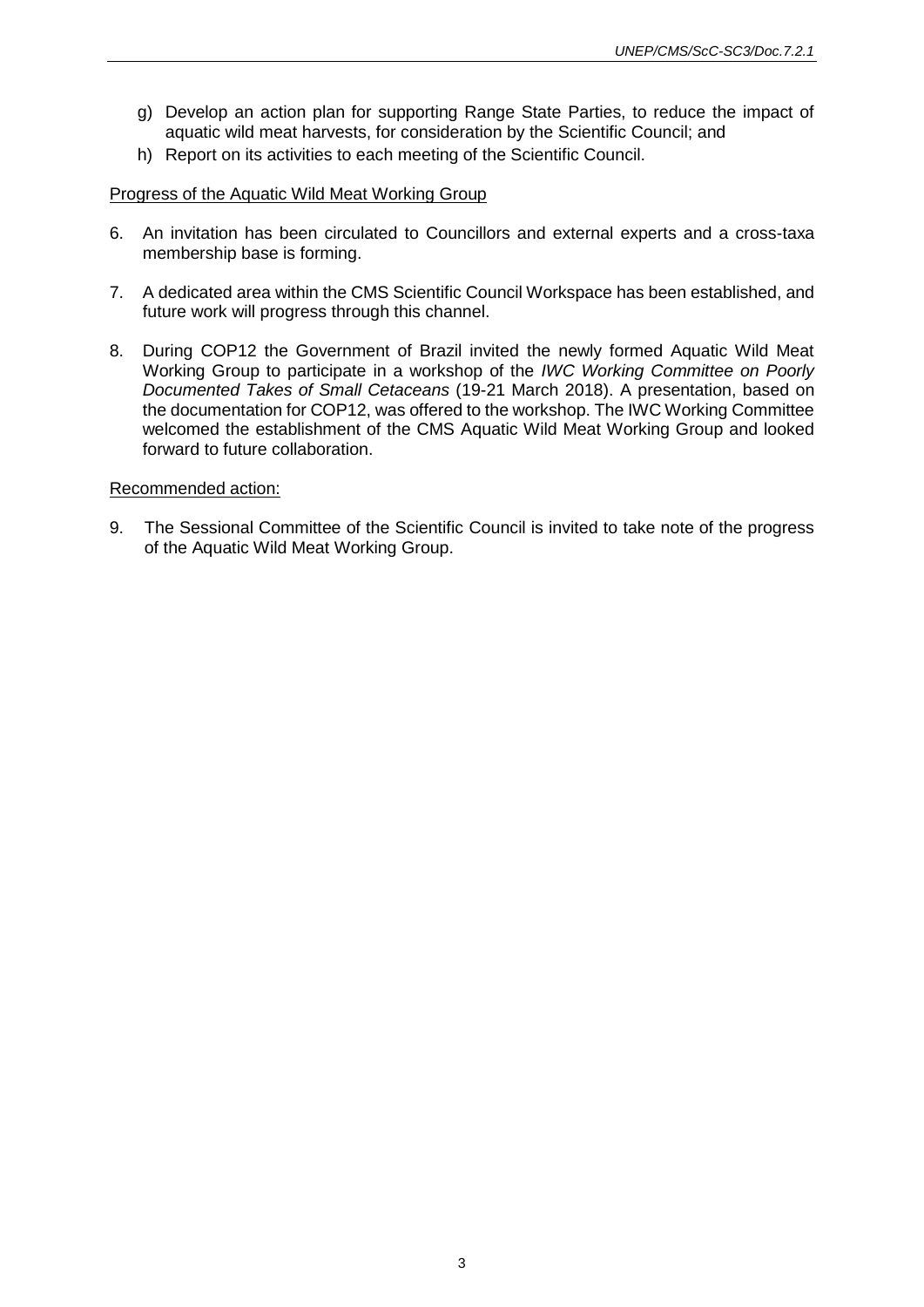g) Develop an action plan for supporting Range State Parties, to reduce the impact of aquatic wild meat harvests, for consideration by the Scientific Council; and

h) Report on its activities to each meeting of the Scientific Council.

<u>Progress of the Aquatic Wild Meat Working Group</u>

6. An invitation has been circulated to Councillors and external experts and a cross-taxa membership base is forming.

7. A dedicated area within the CMS Scientific Council Workspace has been established, and future work will progress through this channel.

8. During COP12 the Government of Brazil invited the newly formed Aquatic Wild Meat Working Group to participate in a workshop of the *IWC Working Committee on Poorly Documented Takes of Small Cetaceans* (19-21 March 2018). A presentation, based on the documentation for COP12, was offered to the workshop. The IWC Working Committee welcomed the establishment of the CMS Aquatic Wild Meat Working Group and looked forward to future collaboration.

<u>Recommended action:</u>

9. The Sessional Committee of the Scientific Council is invited to take note of the progress of the Aquatic Wild Meat Working Group.